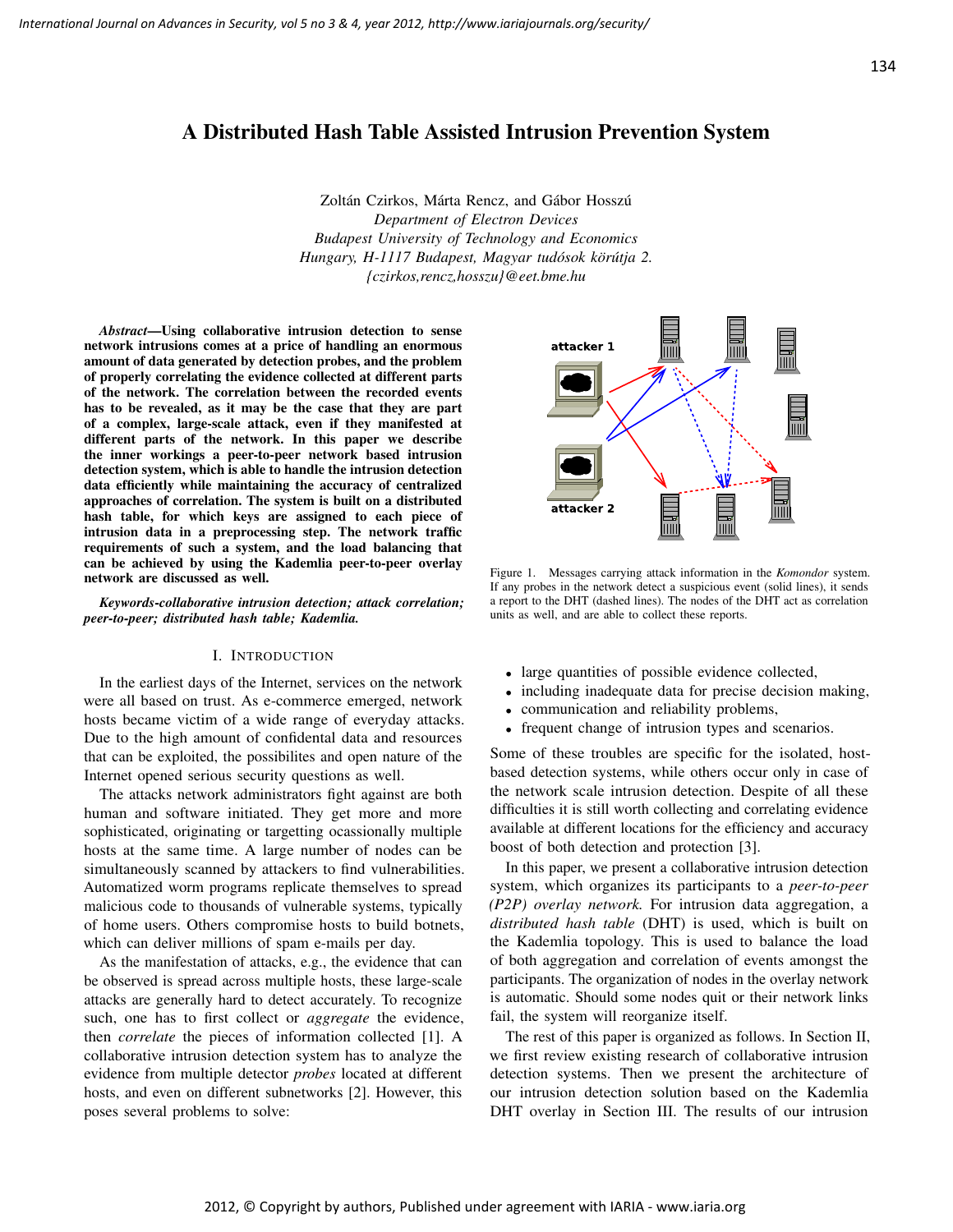# A Distributed Hash Table Assisted Intrusion Prevention System

Zoltán Czirkos, Márta Rencz, and Gábor Hosszú
*Department of Electron Devices*
*Budapest University of Technology and Economics*
*Hungary, H-1117 Budapest, Magyar tudósok körútja 2.*
*{czirkos,rencz,hosszu}@eet.bme.hu*

***Abstract*—Using collaborative intrusion detection to sense network intrusions comes at a price of handling an enormous amount of data generated by detection probes, and the problem of properly correlating the evidence collected at different parts of the network. The correlation between the recorded events has to be revealed, as it may be the case that they are part of a complex, large-scale attack, even if they manifested at different parts of the network. In this paper we describe the inner workings a peer-to-peer network based intrusion detection system, which is able to handle the intrusion detection data efficiently while maintaining the accuracy of centralized approaches of correlation. The system is built on a distributed hash table, for which keys are assigned to each piece of intrusion data in a preprocessing step. The network traffic requirements of such a system, and the load balancing that can be achieved by using the Kademlia peer-to-peer overlay network are discussed as well.**

***Keywords-collaborative intrusion detection; attack correlation; peer-to-peer; distributed hash table; Kademlia.***

## I. Introduction

In the earliest days of the Internet, services on the network were all based on trust. As e-commerce emerged, network hosts became victim of a wide range of everyday attacks. Due to the high amount of confidental data and resources that can be exploited, the possibilites and open nature of the Internet opened serious security questions as well.

The attacks network administrators fight against are both human and software initiated. They get more and more sophisticated, originating or targetting ocassionally multiple hosts at the same time. A large number of nodes can be simultaneously scanned by attackers to find vulnerabilities. Automatized worm programs replicate themselves to spread malicious code to thousands of vulnerable systems, typically of home users. Others compromise hosts to build botnets, which can deliver millions of spam e-mails per day.

As the manifestation of attacks, e.g., the evidence that can be observed is spread across multiple hosts, these large-scale attacks are generally hard to detect accurately. To recognize such, one has to first collect or *aggregate* the evidence, then *correlate* the pieces of information collected [1]. A collaborative intrusion detection system has to analyze the evidence from multiple detector *probes* located at different hosts, and even on different subnetworks [2]. However, this poses several problems to solve:

Figure 1. Messages carrying attack information in the *Komondor* system. If any probes in the network detect a suspicious event (solid lines), it sends a report to the DHT (dashed lines). The nodes of the DHT act as correlation units as well, and are able to collect these reports.

- large quantities of possible evidence collected,
- including inadequate data for precise decision making,
- communication and reliability problems,
- frequent change of intrusion types and scenarios.

Some of these troubles are specific for the isolated, host-based detection systems, while others occur only in case of the network scale intrusion detection. Despite of all these difficulties it is still worth collecting and correlating evidence available at different locations for the efficiency and accuracy boost of both detection and protection [3].

In this paper, we present a collaborative intrusion detection system, which organizes its participants to a *peer-to-peer (P2P) overlay network.* For intrusion data aggregation, a *distributed hash table* (DHT) is used, which is built on the Kademlia topology. This is used to balance the load of both aggregation and correlation of events amongst the participants. The organization of nodes in the overlay network is automatic. Should some nodes quit or their network links fail, the system will reorganize itself.

The rest of this paper is organized as follows. In Section II, we first review existing research of collaborative intrusion detection systems. Then we present the architecture of our intrusion detection solution based on the Kademlia DHT overlay in Section III. The results of our intrusion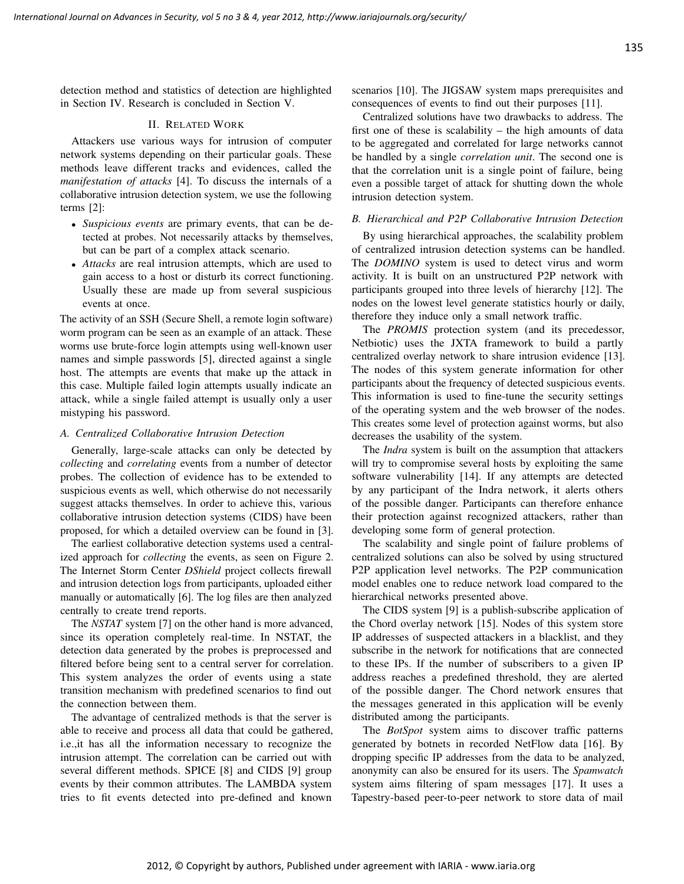detection method and statistics of detection are highlighted in Section IV. Research is concluded in Section V.

## II. Related Work

Attackers use various ways for intrusion of computer network systems depending on their particular goals. These methods leave different tracks and evidences, called the *manifestation of attacks* [4]. To discuss the internals of a collaborative intrusion detection system, we use the following terms [2]:

- *Suspicious events* are primary events, that can be detected at probes. Not necessarily attacks by themselves, but can be part of a complex attack scenario.
- *Attacks* are real intrusion attempts, which are used to gain access to a host or disturb its correct functioning. Usually these are made up from several suspicious events at once.

The activity of an SSH (Secure Shell, a remote login software) worm program can be seen as an example of an attack. These worms use brute-force login attempts using well-known user names and simple passwords [5], directed against a single host. The attempts are events that make up the attack in this case. Multiple failed login attempts usually indicate an attack, while a single failed attempt is usually only a user mistyping his password.

### A. Centralized Collaborative Intrusion Detection

Generally, large-scale attacks can only be detected by *collecting* and *correlating* events from a number of detector probes. The collection of evidence has to be extended to suspicious events as well, which otherwise do not necessarily suggest attacks themselves. In order to achieve this, various collaborative intrusion detection systems (CIDS) have been proposed, for which a detailed overview can be found in [3].

The earliest collaborative detection systems used a centralized approach for *collecting* the events, as seen on Figure 2. The Internet Storm Center *DShield* project collects firewall and intrusion detection logs from participants, uploaded either manually or automatically [6]. The log files are then analyzed centrally to create trend reports.

The *NSTAT* system [7] on the other hand is more advanced, since its operation completely real-time. In NSTAT, the detection data generated by the probes is preprocessed and filtered before being sent to a central server for correlation. This system analyzes the order of events using a state transition mechanism with predefined scenarios to find out the connection between them.

The advantage of centralized methods is that the server is able to receive and process all data that could be gathered, i.e.,it has all the information necessary to recognize the intrusion attempt. The correlation can be carried out with several different methods. SPICE [8] and CIDS [9] group events by their common attributes. The LAMBDA system tries to fit events detected into pre-defined and known scenarios [10]. The JIGSAW system maps prerequisites and consequences of events to find out their purposes [11].

Centralized solutions have two drawbacks to address. The first one of these is scalability – the high amounts of data to be aggregated and correlated for large networks cannot be handled by a single *correlation unit*. The second one is that the correlation unit is a single point of failure, being even a possible target of attack for shutting down the whole intrusion detection system.

### B. Hierarchical and P2P Collaborative Intrusion Detection

By using hierarchical approaches, the scalability problem of centralized intrusion detection systems can be handled. The *DOMINO* system is used to detect virus and worm activity. It is built on an unstructured P2P network with participants grouped into three levels of hierarchy [12]. The nodes on the lowest level generate statistics hourly or daily, therefore they induce only a small network traffic.

The *PROMIS* protection system (and its precedessor, Netbiotic) uses the JXTA framework to build a partly centralized overlay network to share intrusion evidence [13]. The nodes of this system generate information for other participants about the frequency of detected suspicious events. This information is used to fine-tune the security settings of the operating system and the web browser of the nodes. This creates some level of protection against worms, but also decreases the usability of the system.

The *Indra* system is built on the assumption that attackers will try to compromise several hosts by exploiting the same software vulnerability [14]. If any attempts are detected by any participant of the Indra network, it alerts others of the possible danger. Participants can therefore enhance their protection against recognized attackers, rather than developing some form of general protection.

The scalability and single point of failure problems of centralized solutions can also be solved by using structured P2P application level networks. The P2P communication model enables one to reduce network load compared to the hierarchical networks presented above.

The CIDS system [9] is a publish-subscribe application of the Chord overlay network [15]. Nodes of this system store IP addresses of suspected attackers in a blacklist, and they subscribe in the network for notifications that are connected to these IPs. If the number of subscribers to a given IP address reaches a predefined threshold, they are alerted of the possible danger. The Chord network ensures that the messages generated in this application will be evenly distributed among the participants.

The *BotSpot* system aims to discover traffic patterns generated by botnets in recorded NetFlow data [16]. By dropping specific IP addresses from the data to be analyzed, anonymity can also be ensured for its users. The *Spamwatch* system aims filtering of spam messages [17]. It uses a Tapestry-based peer-to-peer network to store data of mail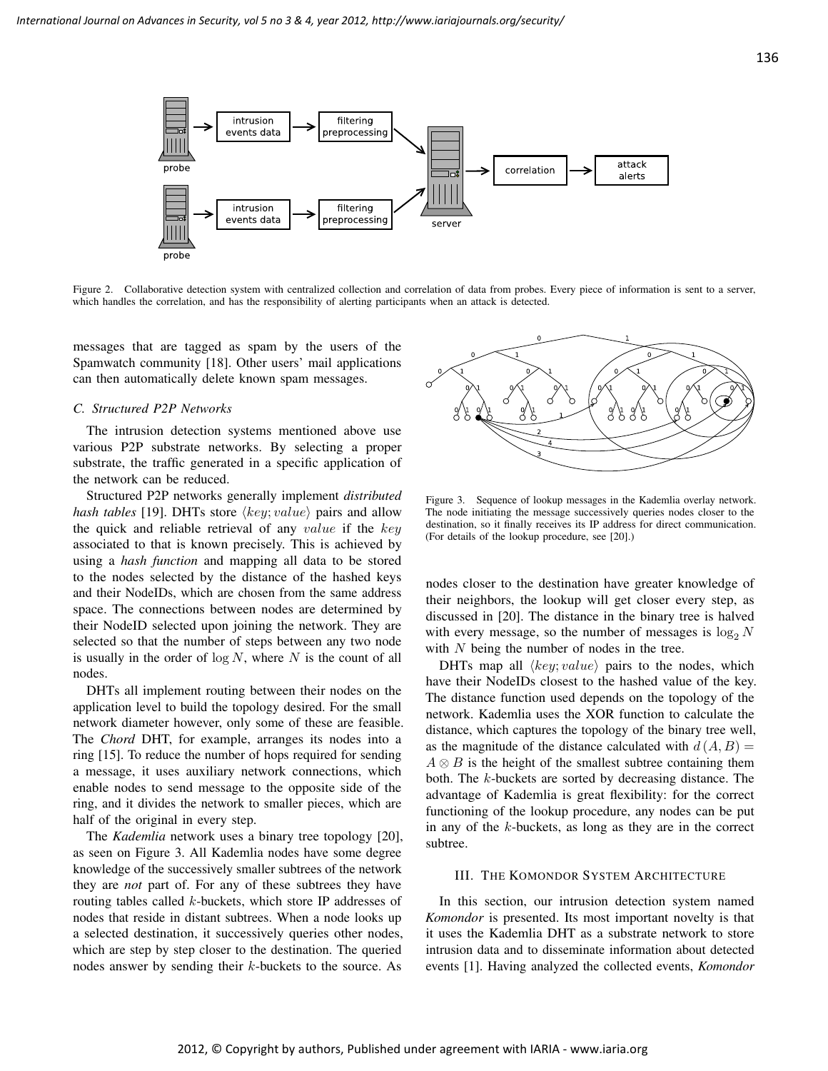Figure 2. Collaborative detection system with centralized collection and correlation of data from probes. Every piece of information is sent to a server, which handles the correlation, and has the responsibility of alerting participants when an attack is detected.

messages that are tagged as spam by the users of the Spamwatch community [18]. Other users' mail applications can then automatically delete known spam messages.

### C. Structured P2P Networks

The intrusion detection systems mentioned above use various P2P substrate networks. By selecting a proper substrate, the traffic generated in a specific application of the network can be reduced.

Structured P2P networks generally implement *distributed hash tables* [19]. DHTs store $\langle key; value \rangle$ pairs and allow the quick and reliable retrieval of any $value$ if the $key$ associated to that is known precisely. This is achieved by using a *hash function* and mapping all data to be stored to the nodes selected by the distance of the hashed keys and their NodeIDs, which are chosen from the same address space. The connections between nodes are determined by their NodeID selected upon joining the network. They are selected so that the number of steps between any two node is usually in the order of $\log N$, where $N$ is the count of all nodes.

DHTs all implement routing between their nodes on the application level to build the topology desired. For the small network diameter however, only some of these are feasible. The *Chord* DHT, for example, arranges its nodes into a ring [15]. To reduce the number of hops required for sending a message, it uses auxiliary network connections, which enable nodes to send message to the opposite side of the ring, and it divides the network to smaller pieces, which are half of the original in every step.

The *Kademlia* network uses a binary tree topology [20], as seen on Figure 3. All Kademlia nodes have some degree knowledge of the successively smaller subtrees of the network they are *not* part of. For any of these subtrees they have routing tables called $k$-buckets, which store IP addresses of nodes that reside in distant subtrees. When a node looks up a selected destination, it successively queries other nodes, which are step by step closer to the destination. The queried nodes answer by sending their $k$-buckets to the source. As

Figure 3. Sequence of lookup messages in the Kademlia overlay network. The node initiating the message successively queries nodes closer to the destination, so it finally receives its IP address for direct communication. (For details of the lookup procedure, see [20].)

nodes closer to the destination have greater knowledge of their neighbors, the lookup will get closer every step, as discussed in [20]. The distance in the binary tree is halved with every message, so the number of messages is $\log_2 N$ with $N$ being the number of nodes in the tree.

DHTs map all $\langle key; value \rangle$ pairs to the nodes, which have their NodeIDs closest to the hashed value of the key. The distance function used depends on the topology of the network. Kademlia uses the XOR function to calculate the distance, which captures the topology of the binary tree well, as the magnitude of the distance calculated with $d(A, B) = A \otimes B$ is the height of the smallest subtree containing them both. The $k$-buckets are sorted by decreasing distance. The advantage of Kademlia is great flexibility: for the correct functioning of the lookup procedure, any nodes can be put in any of the $k$-buckets, as long as they are in the correct subtree.

## III. The Komondor System Architecture

In this section, our intrusion detection system named *Komondor* is presented. Its most important novelty is that it uses the Kademlia DHT as a substrate network to store intrusion data and to disseminate information about detected events [1]. Having analyzed the collected events, *Komondor*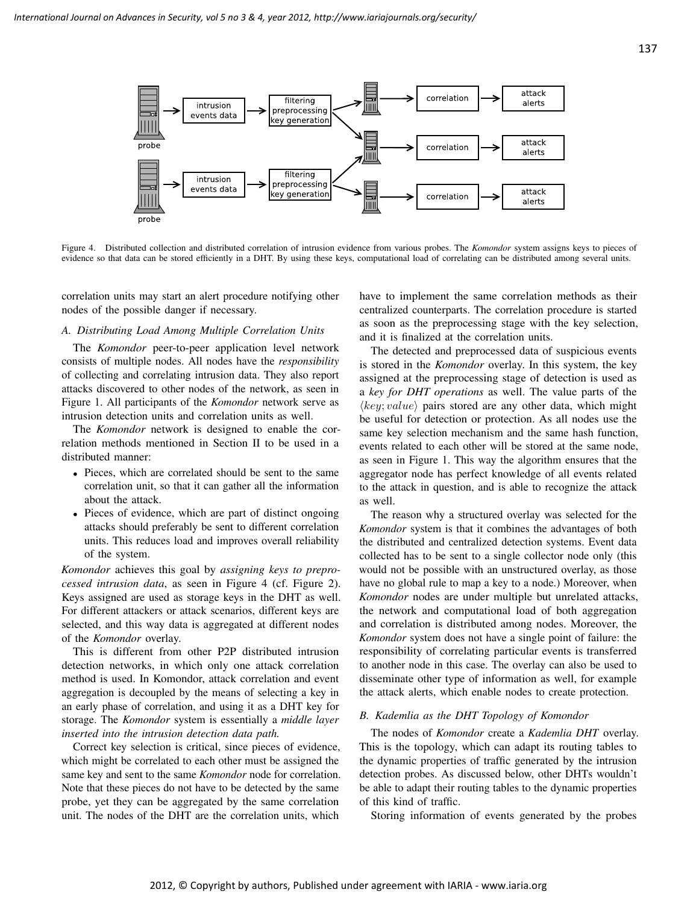Figure 4. Distributed collection and distributed correlation of intrusion evidence from various probes. The *Komondor* system assigns keys to pieces of evidence so that data can be stored efficiently in a DHT. By using these keys, computational load of correlating can be distributed among several units.

correlation units may start an alert procedure notifying other nodes of the possible danger if necessary.

### A. Distributing Load Among Multiple Correlation Units

The *Komondor* peer-to-peer application level network consists of multiple nodes. All nodes have the *responsibility* of collecting and correlating intrusion data. They also report attacks discovered to other nodes of the network, as seen in Figure 1. All participants of the *Komondor* network serve as intrusion detection units and correlation units as well.

The *Komondor* network is designed to enable the correlation methods mentioned in Section II to be used in a distributed manner:

- Pieces, which are correlated should be sent to the same correlation unit, so that it can gather all the information about the attack.
- Pieces of evidence, which are part of distinct ongoing attacks should preferably be sent to different correlation units. This reduces load and improves overall reliability of the system.

*Komondor* achieves this goal by *assigning keys to preprocessed intrusion data*, as seen in Figure 4 (cf. Figure 2). Keys assigned are used as storage keys in the DHT as well. For different attackers or attack scenarios, different keys are selected, and this way data is aggregated at different nodes of the *Komondor* overlay.

This is different from other P2P distributed intrusion detection networks, in which only one attack correlation method is used. In Komondor, attack correlation and event aggregation is decoupled by the means of selecting a key in an early phase of correlation, and using it as a DHT key for storage. The *Komondor* system is essentially a *middle layer inserted into the intrusion detection data path.*

Correct key selection is critical, since pieces of evidence, which might be correlated to each other must be assigned the same key and sent to the same *Komondor* node for correlation. Note that these pieces do not have to be detected by the same probe, yet they can be aggregated by the same correlation unit. The nodes of the DHT are the correlation units, which have to implement the same correlation methods as their centralized counterparts. The correlation procedure is started as soon as the preprocessing stage with the key selection, and it is finalized at the correlation units.

The detected and preprocessed data of suspicious events is stored in the *Komondor* overlay. In this system, the key assigned at the preprocessing stage of detection is used as a *key for DHT operations* as well. The value parts of the $\langle key; value \rangle$ pairs stored are any other data, which might be useful for detection or protection. As all nodes use the same key selection mechanism and the same hash function, events related to each other will be stored at the same node, as seen in Figure 1. This way the algorithm ensures that the aggregator node has perfect knowledge of all events related to the attack in question, and is able to recognize the attack as well.

The reason why a structured overlay was selected for the *Komondor* system is that it combines the advantages of both the distributed and centralized detection systems. Event data collected has to be sent to a single collector node only (this would not be possible with an unstructured overlay, as those have no global rule to map a key to a node.) Moreover, when *Komondor* nodes are under multiple but unrelated attacks, the network and computational load of both aggregation and correlation is distributed among nodes. Moreover, the *Komondor* system does not have a single point of failure: the responsibility of correlating particular events is transferred to another node in this case. The overlay can also be used to disseminate other type of information as well, for example the attack alerts, which enable nodes to create protection.

### B. Kademlia as the DHT Topology of Komondor

The nodes of *Komondor* create a *Kademlia DHT* overlay. This is the topology, which can adapt its routing tables to the dynamic properties of traffic generated by the intrusion detection probes. As discussed below, other DHTs wouldn't be able to adapt their routing tables to the dynamic properties of this kind of traffic.

Storing information of events generated by the probes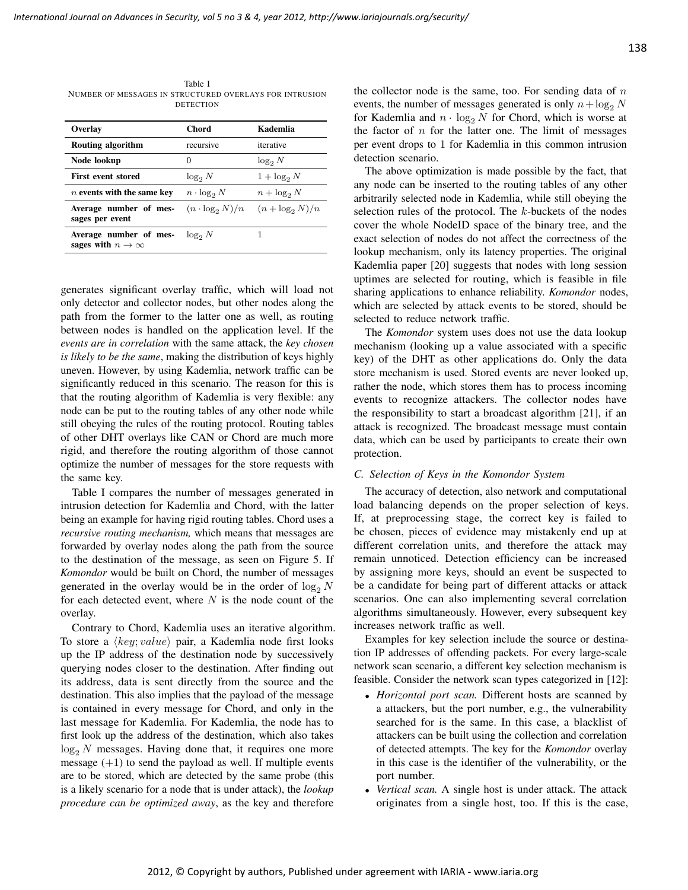Table I
NUMBER OF MESSAGES IN STRUCTURED OVERLAYS FOR INTRUSION DETECTION

| Overlay | Chord | Kademlia |
|---|---|---|
| **Routing algorithm** | recursive | iterative |
| **Node lookup** | 0 | $\log_2 N$ |
| **First event stored** | $\log_2 N$ | $1 + \log_2 N$ |
| **$n$ events with the same key** | $n \cdot \log_2 N$ | $n + \log_2 N$ |
| **Average number of messages per event** | $(n \cdot \log_2 N)/n$ | $(n + \log_2 N)/n$ |
| **Average number of messages with $n \to \infty$** | $\log_2 N$ | 1 |

generates significant overlay traffic, which will load not only detector and collector nodes, but other nodes along the path from the former to the latter one as well, as routing between nodes is handled on the application level. If the *events are in correlation* with the same attack, the *key chosen is likely to be the same*, making the distribution of keys highly uneven. However, by using Kademlia, network traffic can be significantly reduced in this scenario. The reason for this is that the routing algorithm of Kademlia is very flexible: any node can be put to the routing tables of any other node while still obeying the rules of the routing protocol. Routing tables of other DHT overlays like CAN or Chord are much more rigid, and therefore the routing algorithm of those cannot optimize the number of messages for the store requests with the same key.

Table I compares the number of messages generated in intrusion detection for Kademlia and Chord, with the latter being an example for having rigid routing tables. Chord uses a *recursive routing mechanism,* which means that messages are forwarded by overlay nodes along the path from the source to the destination of the message, as seen on Figure 5. If *Komondor* would be built on Chord, the number of messages generated in the overlay would be in the order of $\log_2 N$ for each detected event, where $N$ is the node count of the overlay.

Contrary to Chord, Kademlia uses an iterative algorithm. To store a $\langle key; value \rangle$ pair, a Kademlia node first looks up the IP address of the destination node by successively querying nodes closer to the destination. After finding out its address, data is sent directly from the source and the destination. This also implies that the payload of the message is contained in every message for Chord, and only in the last message for Kademlia. For Kademlia, the node has to first look up the address of the destination, which also takes $\log_2 N$ messages. Having done that, it requires one more message $(+1)$ to send the payload as well. If multiple events are to be stored, which are detected by the same probe (this is a likely scenario for a node that is under attack), the *lookup procedure can be optimized away*, as the key and therefore the collector node is the same, too. For sending data of $n$ events, the number of messages generated is only $n+\log_2 N$ for Kademlia and $n \cdot \log_2 N$ for Chord, which is worse at the factor of $n$ for the latter one. The limit of messages per event drops to 1 for Kademlia in this common intrusion detection scenario.

The above optimization is made possible by the fact, that any node can be inserted to the routing tables of any other arbitrarily selected node in Kademlia, while still obeying the selection rules of the protocol. The $k$-buckets of the nodes cover the whole NodeID space of the binary tree, and the exact selection of nodes do not affect the correctness of the lookup mechanism, only its latency properties. The original Kademlia paper [20] suggests that nodes with long session uptimes are selected for routing, which is feasible in file sharing applications to enhance reliability. *Komondor* nodes, which are selected by attack events to be stored, should be selected to reduce network traffic.

The *Komondor* system uses does not use the data lookup mechanism (looking up a value associated with a specific key) of the DHT as other applications do. Only the data store mechanism is used. Stored events are never looked up, rather the node, which stores them has to process incoming events to recognize attackers. The collector nodes have the responsibility to start a broadcast algorithm [21], if an attack is recognized. The broadcast message must contain data, which can be used by participants to create their own protection.

### C. Selection of Keys in the Komondor System

The accuracy of detection, also network and computational load balancing depends on the proper selection of keys. If, at preprocessing stage, the correct key is failed to be chosen, pieces of evidence may mistakenly end up at different correlation units, and therefore the attack may remain unnoticed. Detection efficiency can be increased by assigning more keys, should an event be suspected to be a candidate for being part of different attacks or attack scenarios. One can also implementing several correlation algorithms simultaneously. However, every subsequent key increases network traffic as well.

Examples for key selection include the source or destination IP addresses of offending packets. For every large-scale network scan scenario, a different key selection mechanism is feasible. Consider the network scan types categorized in [12]:

- *Horizontal port scan.* Different hosts are scanned by a attackers, but the port number, e.g., the vulnerability searched for is the same. In this case, a blacklist of attackers can be built using the collection and correlation of detected attempts. The key for the *Komondor* overlay in this case is the identifier of the vulnerability, or the port number.
- *Vertical scan.* A single host is under attack. The attack originates from a single host, too. If this is the case,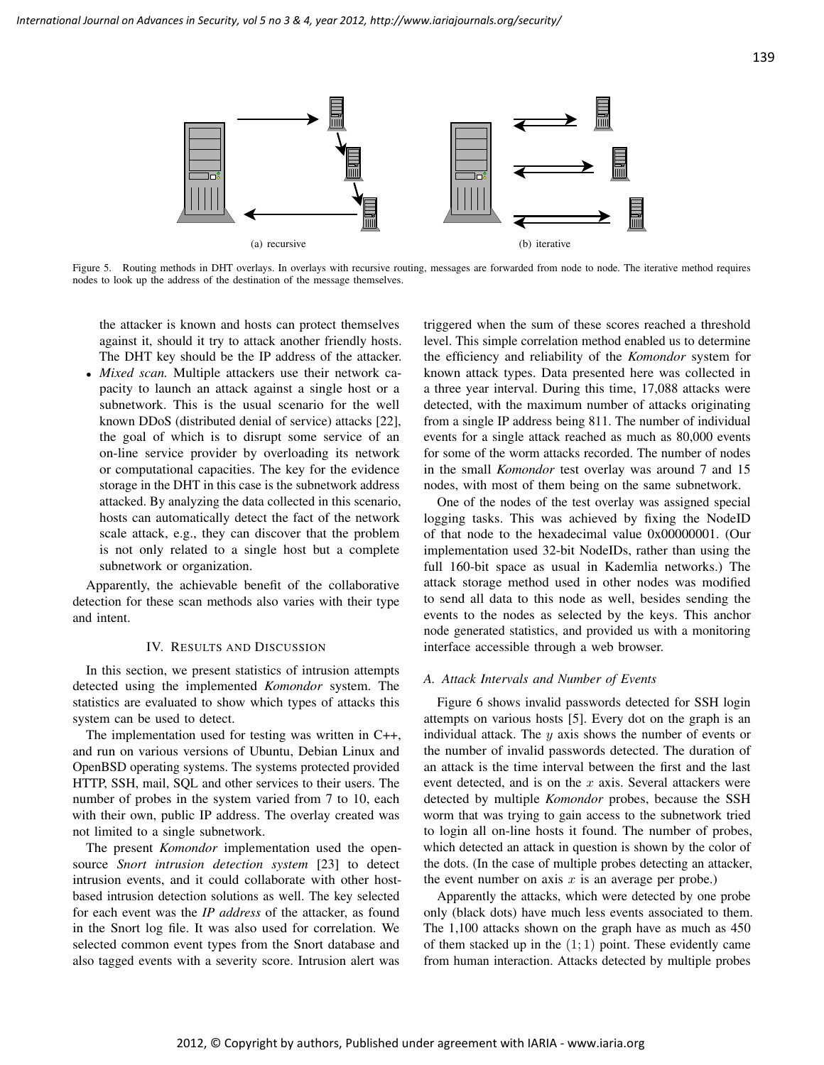(a) recursive

(b) iterative

Figure 5. Routing methods in DHT overlays. In overlays with recursive routing, messages are forwarded from node to node. The iterative method requires nodes to look up the address of the destination of the message themselves.

the attacker is known and hosts can protect themselves against it, should it try to attack another friendly hosts. The DHT key should be the IP address of the attacker.

- *Mixed scan.* Multiple attackers use their network capacity to launch an attack against a single host or a subnetwork. This is the usual scenario for the well known DDoS (distributed denial of service) attacks [22], the goal of which is to disrupt some service of an on-line service provider by overloading its network or computational capacities. The key for the evidence storage in the DHT in this case is the subnetwork address attacked. By analyzing the data collected in this scenario, hosts can automatically detect the fact of the network scale attack, e.g., they can discover that the problem is not only related to a single host but a complete subnetwork or organization.

Apparently, the achievable benefit of the collaborative detection for these scan methods also varies with their type and intent.

## IV. Results and Discussion

In this section, we present statistics of intrusion attempts detected using the implemented *Komondor* system. The statistics are evaluated to show which types of attacks this system can be used to detect.

The implementation used for testing was written in C++, and run on various versions of Ubuntu, Debian Linux and OpenBSD operating systems. The systems protected provided HTTP, SSH, mail, SQL and other services to their users. The number of probes in the system varied from 7 to 10, each with their own, public IP address. The overlay created was not limited to a single subnetwork.

The present *Komondor* implementation used the open-source *Snort intrusion detection system* [23] to detect intrusion events, and it could collaborate with other host-based intrusion detection solutions as well. The key selected for each event was the *IP address* of the attacker, as found in the Snort log file. It was also used for correlation. We selected common event types from the Snort database and also tagged events with a severity score. Intrusion alert was triggered when the sum of these scores reached a threshold level. This simple correlation method enabled us to determine the efficiency and reliability of the *Komondor* system for known attack types. Data presented here was collected in a three year interval. During this time, 17,088 attacks were detected, with the maximum number of attacks originating from a single IP address being 811. The number of individual events for a single attack reached as much as 80,000 events for some of the worm attacks recorded. The number of nodes in the small *Komondor* test overlay was around 7 and 15 nodes, with most of them being on the same subnetwork.

One of the nodes of the test overlay was assigned special logging tasks. This was achieved by fixing the NodeID of that node to the hexadecimal value 0x00000001. (Our implementation used 32-bit NodeIDs, rather than using the full 160-bit space as usual in Kademlia networks.) The attack storage method used in other nodes was modified to send all data to this node as well, besides sending the events to the nodes as selected by the keys. This anchor node generated statistics, and provided us with a monitoring interface accessible through a web browser.

### A. Attack Intervals and Number of Events

Figure 6 shows invalid passwords detected for SSH login attempts on various hosts [5]. Every dot on the graph is an individual attack. The $y$ axis shows the number of events or the number of invalid passwords detected. The duration of an attack is the time interval between the first and the last event detected, and is on the $x$ axis. Several attackers were detected by multiple *Komondor* probes, because the SSH worm that was trying to gain access to the subnetwork tried to login all on-line hosts it found. The number of probes, which detected an attack in question is shown by the color of the dots. (In the case of multiple probes detecting an attacker, the event number on axis $x$ is an average per probe.)

Apparently the attacks, which were detected by one probe only (black dots) have much less events associated to them. The 1,100 attacks shown on the graph have as much as 450 of them stacked up in the $(1; 1)$ point. These evidently came from human interaction. Attacks detected by multiple probes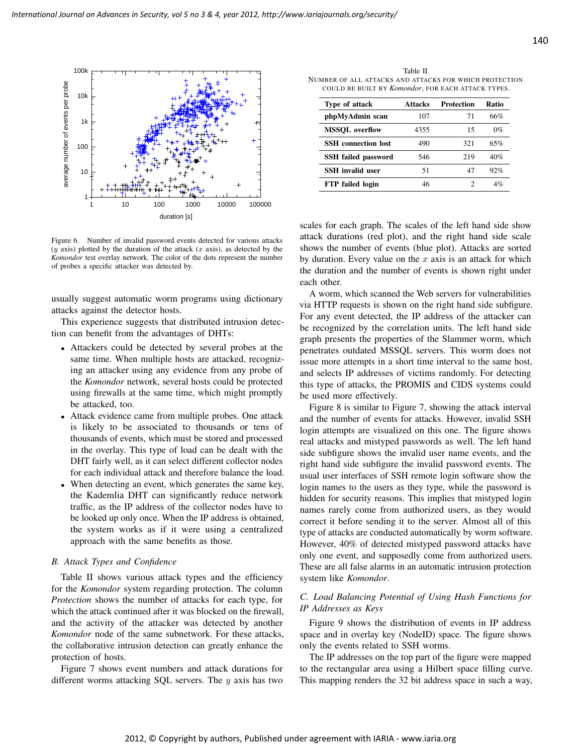Figure 6. Number of invalid password events detected for various attacks ($y$ axis) plotted by the duration of the attack ($x$ axis), as detected by the *Komondor* test overlay network. The color of the dots represent the number of probes a specific attacker was detected by.

usually suggest automatic worm programs using dictionary attacks against the detector hosts.

This experience suggests that distributed intrusion detection can benefit from the advantages of DHTs:

- Attackers could be detected by several probes at the same time. When multiple hosts are attacked, recognizing an attacker using any evidence from any probe of the *Komondor* network, several hosts could be protected using firewalls at the same time, which might promptly be attacked, too.
- Attack evidence came from multiple probes. One attack is likely to be associated to thousands or tens of thousands of events, which must be stored and processed in the overlay. This type of load can be dealt with the DHT fairly well, as it can select different collector nodes for each individual attack and therefore balance the load.
- When detecting an event, which generates the same key, the Kademlia DHT can significantly reduce network traffic, as the IP address of the collector nodes have to be looked up only once. When the IP address is obtained, the system works as if it were using a centralized approach with the same benefits as those.

### B. Attack Types and Confidence

Table II shows various attack types and the efficiency for the *Komondor* system regarding protection. The column *Protection* shows the number of attacks for each type, for which the attack continued after it was blocked on the firewall, and the activity of the attacker was detected by another *Komondor* node of the same subnetwork. For these attacks, the collaborative intrusion detection can greatly enhance the protection of hosts.

Figure 7 shows event numbers and attack durations for different worms attacking SQL servers. The $y$ axis has two scales for each graph. The scales of the left hand side show attack durations (red plot), and the right hand side scale shows the number of events (blue plot). Attacks are sorted by duration. Every value on the $x$ axis is an attack for which the duration and the number of events is shown right under each other.

Table II
NUMBER OF ALL ATTACKS AND ATTACKS FOR WHICH PROTECTION COULD BE BUILT BY *Komondor*, FOR EACH ATTACK TYPES.

| Type of attack | Attacks | Protection | Ratio |
|---|---|---|---|
| **phpMyAdmin scan** | 107 | 71 | 66% |
| **MSSQL overflow** | 4355 | 15 | 0% |
| **SSH connection lost** | 490 | 321 | 65% |
| **SSH failed password** | 546 | 219 | 40% |
| **SSH invalid user** | 51 | 47 | 92% |
| **FTP failed login** | 46 | 2 | 4% |

A worm, which scanned the Web servers for vulnerabilities via HTTP requests is shown on the right hand side subfigure. For any event detected, the IP address of the attacker can be recognized by the correlation units. The left hand side graph presents the properties of the Slammer worm, which penetrates outdated MSSQL servers. This worm does not issue more attempts in a short time interval to the same host, and selects IP addresses of victims randomly. For detecting this type of attacks, the PROMIS and CIDS systems could be used more effectively.

Figure 8 is similar to Figure 7, showing the attack interval and the number of events for attacks. However, invalid SSH login attempts are visualized on this one. The figure shows real attacks and mistyped passwords as well. The left hand side subfigure shows the invalid user name events, and the right hand side subfigure the invalid password events. The usual user interfaces of SSH remote login software show the login names to the users as they type, while the password is hidden for security reasons. This implies that mistyped login names rarely come from authorized users, as they would correct it before sending it to the server. Almost all of this type of attacks are conducted automatically by worm software. However, 40% of detected mistyped password attacks have only one event, and supposedly come from authorized users. These are all false alarms in an automatic intrusion protection system like *Komondor*.

### C. Load Balancing Potential of Using Hash Functions for IP Addresses as Keys

Figure 9 shows the distribution of events in IP address space and in overlay key (NodeID) space. The figure shows only the events related to SSH worms.

The IP addresses on the top part of the figure were mapped to the rectangular area using a Hilbert space filling curve. This mapping renders the 32 bit address space in such a way,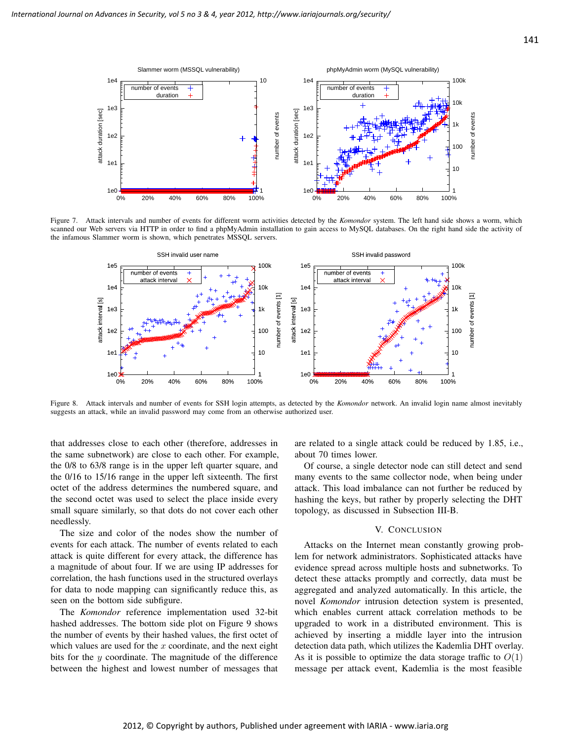Figure 7. Attack intervals and number of events for different worm activities detected by the *Komondor* system. The left hand side shows a worm, which scanned our Web servers via HTTP in order to find a phpMyAdmin installation to gain access to MySQL databases. On the right hand side the activity of the infamous Slammer worm is shown, which penetrates MSSQL servers.

Figure 8. Attack intervals and number of events for SSH login attempts, as detected by the *Komondor* network. An invalid login name almost inevitably suggests an attack, while an invalid password may come from an otherwise authorized user.

that addresses close to each other (therefore, addresses in the same subnetwork) are close to each other. For example, the 0/8 to 63/8 range is in the upper left quarter square, and the 0/16 to 15/16 range in the upper left sixteenth. The first octet of the address determines the numbered square, and the second octet was used to select the place inside every small square similarly, so that dots do not cover each other needlessly.

The size and color of the nodes show the number of events for each attack. The number of events related to each attack is quite different for every attack, the difference has a magnitude of about four. If we are using IP addresses for correlation, the hash functions used in the structured overlays for data to node mapping can significantly reduce this, as seen on the bottom side subfigure.

The *Komondor* reference implementation used 32-bit hashed addresses. The bottom side plot on Figure 9 shows the number of events by their hashed values, the first octet of which values are used for the $x$ coordinate, and the next eight bits for the $y$ coordinate. The magnitude of the difference between the highest and lowest number of messages that are related to a single attack could be reduced by 1.85, i.e., about 70 times lower.

Of course, a single detector node can still detect and send many events to the same collector node, when being under attack. This load imbalance can not further be reduced by hashing the keys, but rather by properly selecting the DHT topology, as discussed in Subsection III-B.

## V. Conclusion

Attacks on the Internet mean constantly growing problem for network administrators. Sophisticated attacks have evidence spread across multiple hosts and subnetworks. To detect these attacks promptly and correctly, data must be aggregated and analyzed automatically. In this article, the novel *Komondor* intrusion detection system is presented, which enables current attack correlation methods to be upgraded to work in a distributed environment. This is achieved by inserting a middle layer into the intrusion detection data path, which utilizes the Kademlia DHT overlay. As it is possible to optimize the data storage traffic to $O(1)$ message per attack event, Kademlia is the most feasible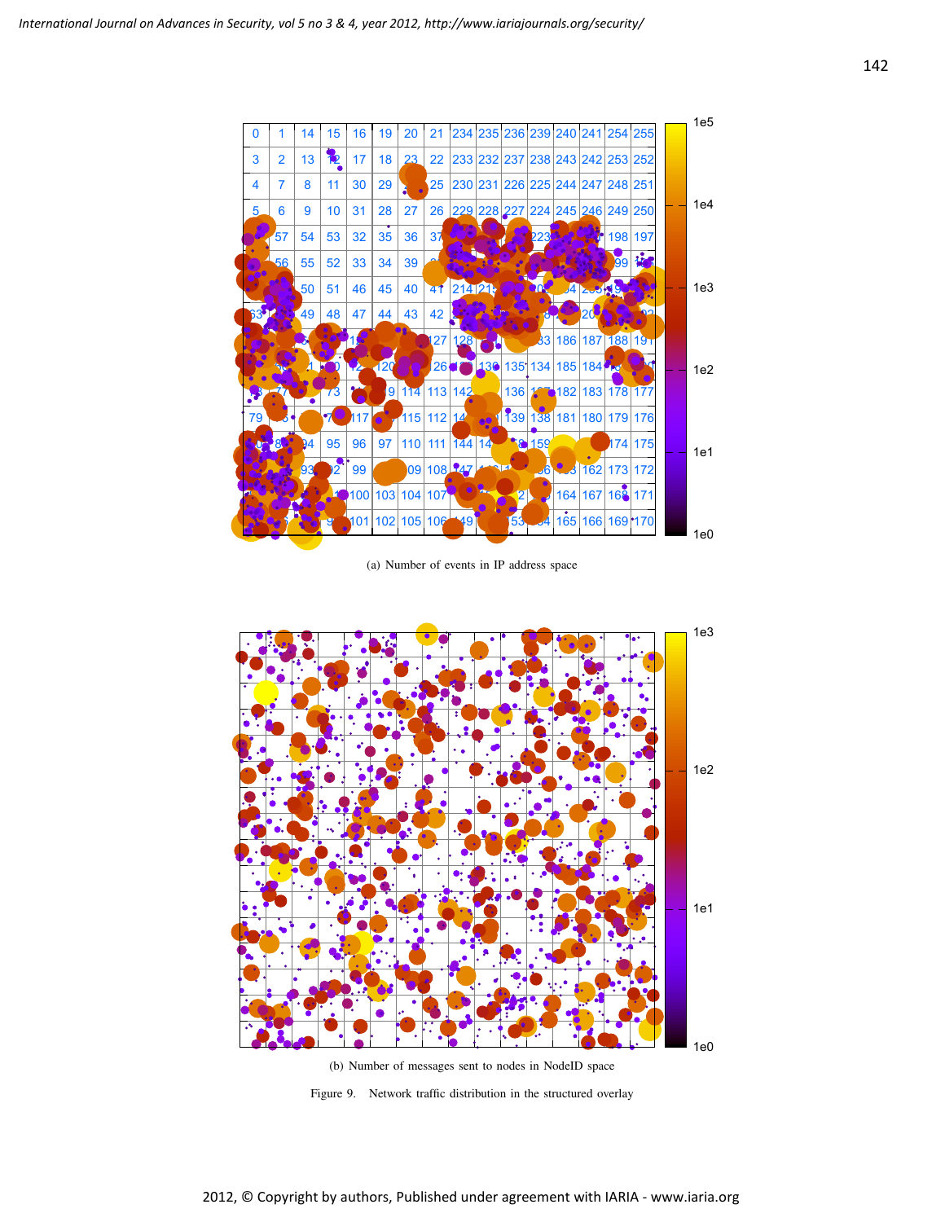(a) Number of events in IP address space

(b) Number of messages sent to nodes in NodeID space

Figure 9. Network traffic distribution in the structured overlay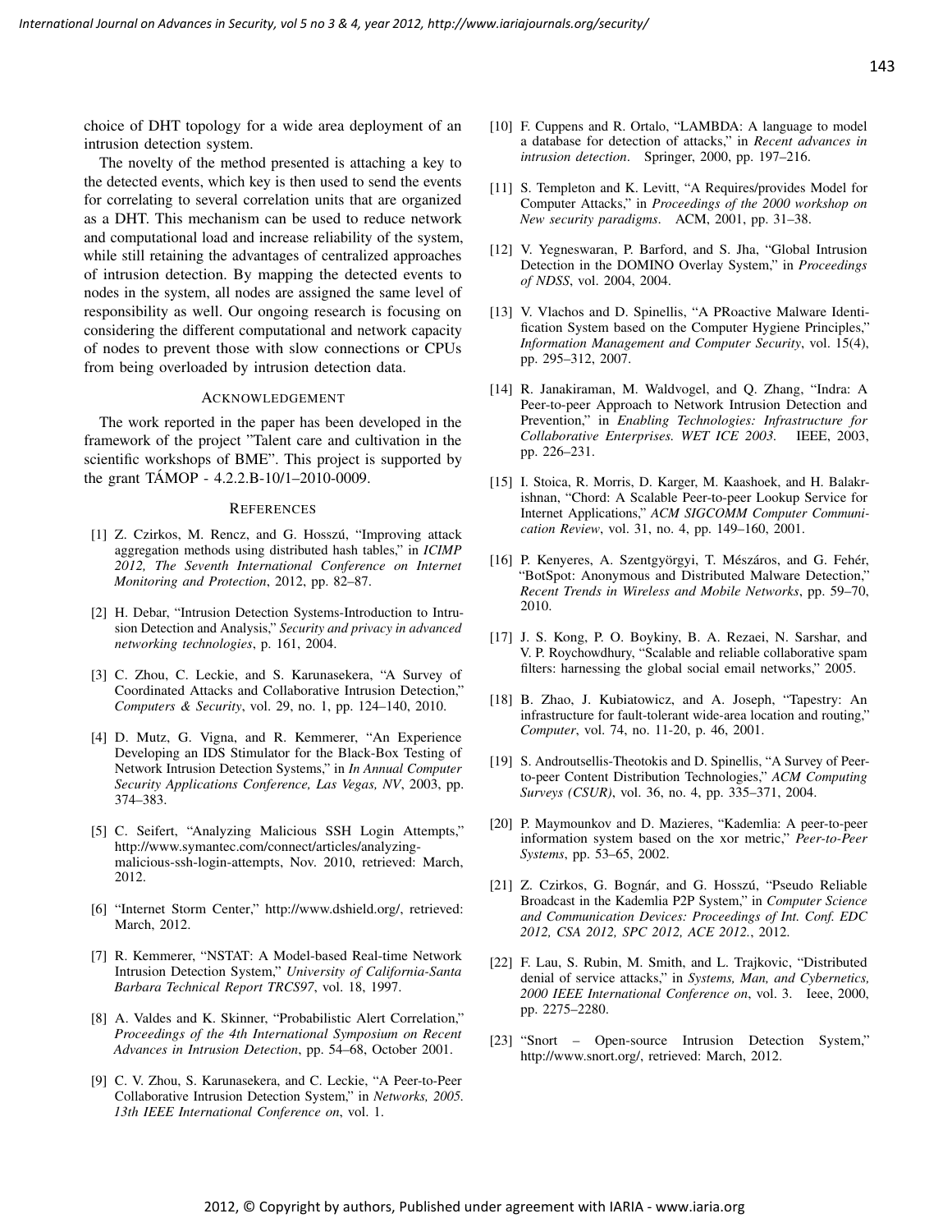choice of DHT topology for a wide area deployment of an intrusion detection system.

The novelty of the method presented is attaching a key to the detected events, which key is then used to send the events for correlating to several correlation units that are organized as a DHT. This mechanism can be used to reduce network and computational load and increase reliability of the system, while still retaining the advantages of centralized approaches of intrusion detection. By mapping the detected events to nodes in the system, all nodes are assigned the same level of responsibility as well. Our ongoing research is focusing on considering the different computational and network capacity of nodes to prevent those with slow connections or CPUs from being overloaded by intrusion detection data.

## Acknowledgement

The work reported in the paper has been developed in the framework of the project "Talent care and cultivation in the scientific workshops of BME". This project is supported by the grant TÁMOP - 4.2.2.B-10/1–2010-0009.

## References

[1] Z. Czirkos, M. Rencz, and G. Hosszú, "Improving attack aggregation methods using distributed hash tables," in *ICIMP 2012, The Seventh International Conference on Internet Monitoring and Protection*, 2012, pp. 82–87.

[2] H. Debar, "Intrusion Detection Systems-Introduction to Intrusion Detection and Analysis," *Security and privacy in advanced networking technologies*, p. 161, 2004.

[3] C. Zhou, C. Leckie, and S. Karunasekera, "A Survey of Coordinated Attacks and Collaborative Intrusion Detection," *Computers & Security*, vol. 29, no. 1, pp. 124–140, 2010.

[4] D. Mutz, G. Vigna, and R. Kemmerer, "An Experience Developing an IDS Stimulator for the Black-Box Testing of Network Intrusion Detection Systems," in *In Annual Computer Security Applications Conference, Las Vegas, NV*, 2003, pp. 374–383.

[5] C. Seifert, "Analyzing Malicious SSH Login Attempts," http://www.symantec.com/connect/articles/analyzing-malicious-ssh-login-attempts, Nov. 2010, retrieved: March, 2012.

[6] "Internet Storm Center," http://www.dshield.org/, retrieved: March, 2012.

[7] R. Kemmerer, "NSTAT: A Model-based Real-time Network Intrusion Detection System," *University of California-Santa Barbara Technical Report TRCS97*, vol. 18, 1997.

[8] A. Valdes and K. Skinner, "Probabilistic Alert Correlation," *Proceedings of the 4th International Symposium on Recent Advances in Intrusion Detection*, pp. 54–68, October 2001.

[9] C. V. Zhou, S. Karunasekera, and C. Leckie, "A Peer-to-Peer Collaborative Intrusion Detection System," in *Networks, 2005. 13th IEEE International Conference on*, vol. 1.

[10] F. Cuppens and R. Ortalo, "LAMBDA: A language to model a database for detection of attacks," in *Recent advances in intrusion detection*. Springer, 2000, pp. 197–216.

[11] S. Templeton and K. Levitt, "A Requires/provides Model for Computer Attacks," in *Proceedings of the 2000 workshop on New security paradigms*. ACM, 2001, pp. 31–38.

[12] V. Yegneswaran, P. Barford, and S. Jha, "Global Intrusion Detection in the DOMINO Overlay System," in *Proceedings of NDSS*, vol. 2004, 2004.

[13] V. Vlachos and D. Spinellis, "A PRoactive Malware Identification System based on the Computer Hygiene Principles," *Information Management and Computer Security*, vol. 15(4), pp. 295–312, 2007.

[14] R. Janakiraman, M. Waldvogel, and Q. Zhang, "Indra: A Peer-to-peer Approach to Network Intrusion Detection and Prevention," in *Enabling Technologies: Infrastructure for Collaborative Enterprises. WET ICE 2003.* IEEE, 2003, pp. 226–231.

[15] I. Stoica, R. Morris, D. Karger, M. Kaashoek, and H. Balakrishnan, "Chord: A Scalable Peer-to-peer Lookup Service for Internet Applications," *ACM SIGCOMM Computer Communication Review*, vol. 31, no. 4, pp. 149–160, 2001.

[16] P. Kenyeres, A. Szentgyörgyi, T. Mészáros, and G. Fehér, "BotSpot: Anonymous and Distributed Malware Detection," *Recent Trends in Wireless and Mobile Networks*, pp. 59–70, 2010.

[17] J. S. Kong, P. O. Boykiny, B. A. Rezaei, N. Sarshar, and V. P. Roychowdhury, "Scalable and reliable collaborative spam filters: harnessing the global social email networks," 2005.

[18] B. Zhao, J. Kubiatowicz, and A. Joseph, "Tapestry: An infrastructure for fault-tolerant wide-area location and routing," *Computer*, vol. 74, no. 11-20, p. 46, 2001.

[19] S. Androutsellis-Theotokis and D. Spinellis, "A Survey of Peer-to-peer Content Distribution Technologies," *ACM Computing Surveys (CSUR)*, vol. 36, no. 4, pp. 335–371, 2004.

[20] P. Maymounkov and D. Mazieres, "Kademlia: A peer-to-peer information system based on the xor metric," *Peer-to-Peer Systems*, pp. 53–65, 2002.

[21] Z. Czirkos, G. Bognár, and G. Hosszú, "Pseudo Reliable Broadcast in the Kademlia P2P System," in *Computer Science and Communication Devices: Proceedings of Int. Conf. EDC 2012, CSA 2012, SPC 2012, ACE 2012.*, 2012.

[22] F. Lau, S. Rubin, M. Smith, and L. Trajkovic, "Distributed denial of service attacks," in *Systems, Man, and Cybernetics, 2000 IEEE International Conference on*, vol. 3. Ieee, 2000, pp. 2275–2280.

[23] "Snort – Open-source Intrusion Detection System," http://www.snort.org/, retrieved: March, 2012.